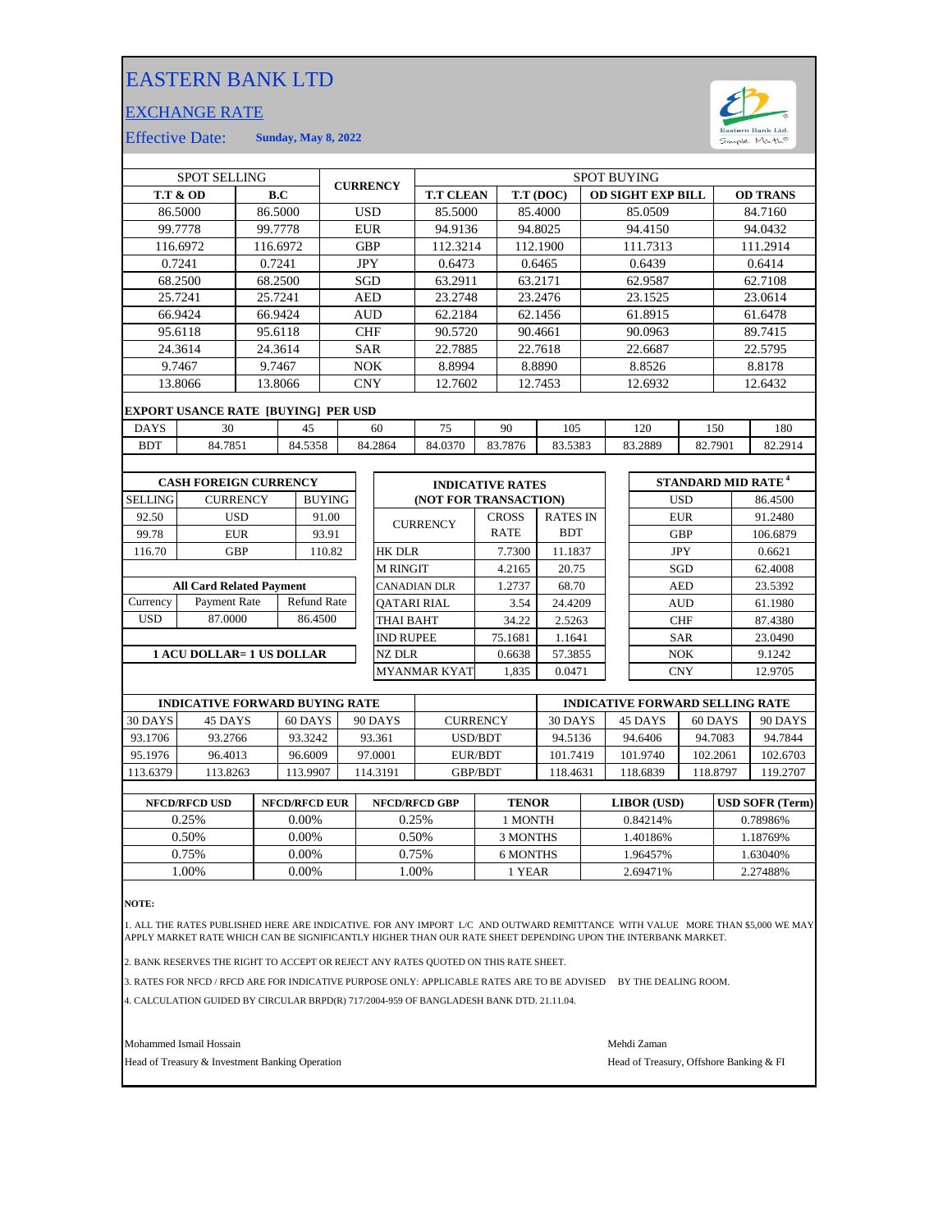# EASTERN BANK LTD

## EXCHANGE RATE

Effective Date: **Sunday, May 8, 2022**

| SPOT SELLING | | CURRENCY | SPOT BUYING | | | |
|---|---|---|---|---|---|---|
| **T.T & OD** | **B.C** | | **T.T CLEAN** | **T.T (DOC)** | **OD SIGHT EXP BILL** | **OD TRANS** |
| 86.5000 | 86.5000 | USD | 85.5000 | 85.4000 | 85.0509 | 84.7160 |
| 99.7778 | 99.7778 | EUR | 94.9136 | 94.8025 | 94.4150 | 94.0432 |
| 116.6972 | 116.6972 | GBP | 112.3214 | 112.1900 | 111.7313 | 111.2914 |
| 0.7241 | 0.7241 | JPY | 0.6473 | 0.6465 | 0.6439 | 0.6414 |
| 68.2500 | 68.2500 | SGD | 63.2911 | 63.2171 | 62.9587 | 62.7108 |
| 25.7241 | 25.7241 | AED | 23.2748 | 23.2476 | 23.1525 | 23.0614 |
| 66.9424 | 66.9424 | AUD | 62.2184 | 62.1456 | 61.8915 | 61.6478 |
| 95.6118 | 95.6118 | CHF | 90.5720 | 90.4661 | 90.0963 | 89.7415 |
| 24.3614 | 24.3614 | SAR | 22.7885 | 22.7618 | 22.6687 | 22.5795 |
| 9.7467 | 9.7467 | NOK | 8.8994 | 8.8890 | 8.8526 | 8.8178 |
| 13.8066 | 13.8066 | CNY | 12.7602 | 12.7453 | 12.6932 | 12.6432 |

**EXPORT USANCE RATE [BUYING] PER USD**

| DAYS | 30 | 45 | 60 | 75 | 90 | 105 | 120 | 150 | 180 |
|---|---|---|---|---|---|---|---|---|---|
| BDT | 84.7851 | 84.5358 | 84.2864 | 84.0370 | 83.7876 | 83.5383 | 83.2889 | 82.7901 | 82.2914 |

**CASH FOREIGN CURRENCY**

| SELLING | CURRENCY | BUYING |
|---|---|---|
| 92.50 | USD | 91.00 |
| 99.78 | EUR | 93.91 |
| 116.70 | GBP | 110.82 |

**All Card Related Payment**

| Currency | Payment Rate | Refund Rate |
|---|---|---|
| USD | 87.0000 | 86.4500 |

**1 ACU DOLLAR= 1 US DOLLAR**

**INDICATIVE RATES (NOT FOR TRANSACTION)**

| CURRENCY | CROSS RATE | RATES IN BDT |
|---|---|---|
| HK DLR | 7.7300 | 11.1837 |
| M RINGIT | 4.2165 | 20.75 |
| CANADIAN DLR | 1.2737 | 68.70 |
| QATARI RIAL | 3.54 | 24.4209 |
| THAI BAHT | 34.22 | 2.5263 |
| IND RUPEE | 75.1681 | 1.1641 |
| NZ DLR | 0.6638 | 57.3855 |
| MYANMAR KYAT | 1,835 | 0.0471 |

**STANDARD MID RATE [4]**

| CURRENCY | RATE |
|---|---|
| USD | 86.4500 |
| EUR | 91.2480 |
| GBP | 106.6879 |
| JPY | 0.6621 |
| SGD | 62.4008 |
| AED | 23.5392 |
| AUD | 61.1980 |
| CHF | 87.4380 |
| SAR | 23.0490 |
| NOK | 9.1242 |
| CNY | 12.9705 |

| INDICATIVE FORWARD BUYING RATE | | | | CURRENCY | INDICATIVE FORWARD SELLING RATE | | | |
|---|---|---|---|---|---|---|---|---|
| 30 DAYS | 45 DAYS | 60 DAYS | 90 DAYS | | 30 DAYS | 45 DAYS | 60 DAYS | 90 DAYS |
| 93.1706 | 93.2766 | 93.3242 | 93.361 | USD/BDT | 94.5136 | 94.6406 | 94.7083 | 94.7844 |
| 95.1976 | 96.4013 | 96.6009 | 97.0001 | EUR/BDT | 101.7419 | 101.9740 | 102.2061 | 102.6703 |
| 113.6379 | 113.8263 | 113.9907 | 114.3191 | GBP/BDT | 118.4631 | 118.6839 | 118.8797 | 119.2707 |

| NFCD/RFCD USD | NFCD/RFCD EUR | NFCD/RFCD GBP | TENOR | LIBOR (USD) | USD SOFR (Term) |
|---|---|---|---|---|---|
| 0.25% | 0.00% | 0.25% | 1 MONTH | 0.84214% | 0.78986% |
| 0.50% | 0.00% | 0.50% | 3 MONTHS | 1.40186% | 1.18769% |
| 0.75% | 0.00% | 0.75% | 6 MONTHS | 1.96457% | 1.63040% |
| 1.00% | 0.00% | 1.00% | 1 YEAR | 2.69471% | 2.27488% |

**NOTE:**

1. ALL THE RATES PUBLISHED HERE ARE INDICATIVE. FOR ANY IMPORT L/C AND OUTWARD REMITTANCE WITH VALUE MORE THAN $5,000 WE MAY APPLY MARKET RATE WHICH CAN BE SIGNIFICANTLY HIGHER THAN OUR RATE SHEET DEPENDING UPON THE INTERBANK MARKET.
2. BANK RESERVES THE RIGHT TO ACCEPT OR REJECT ANY RATES QUOTED ON THIS RATE SHEET.
3. RATES FOR NFCD / RFCD ARE FOR INDICATIVE PURPOSE ONLY: APPLICABLE RATES ARE TO BE ADVISED BY THE DEALING ROOM.
4. CALCULATION GUIDED BY CIRCULAR BRPD(R) 717/2004-959 OF BANGLADESH BANK DTD. 21.11.04.

Mohammed Ismail Hossain
Head of Treasury & Investment Banking Operation

Mehdi Zaman
Head of Treasury, Offshore Banking & FI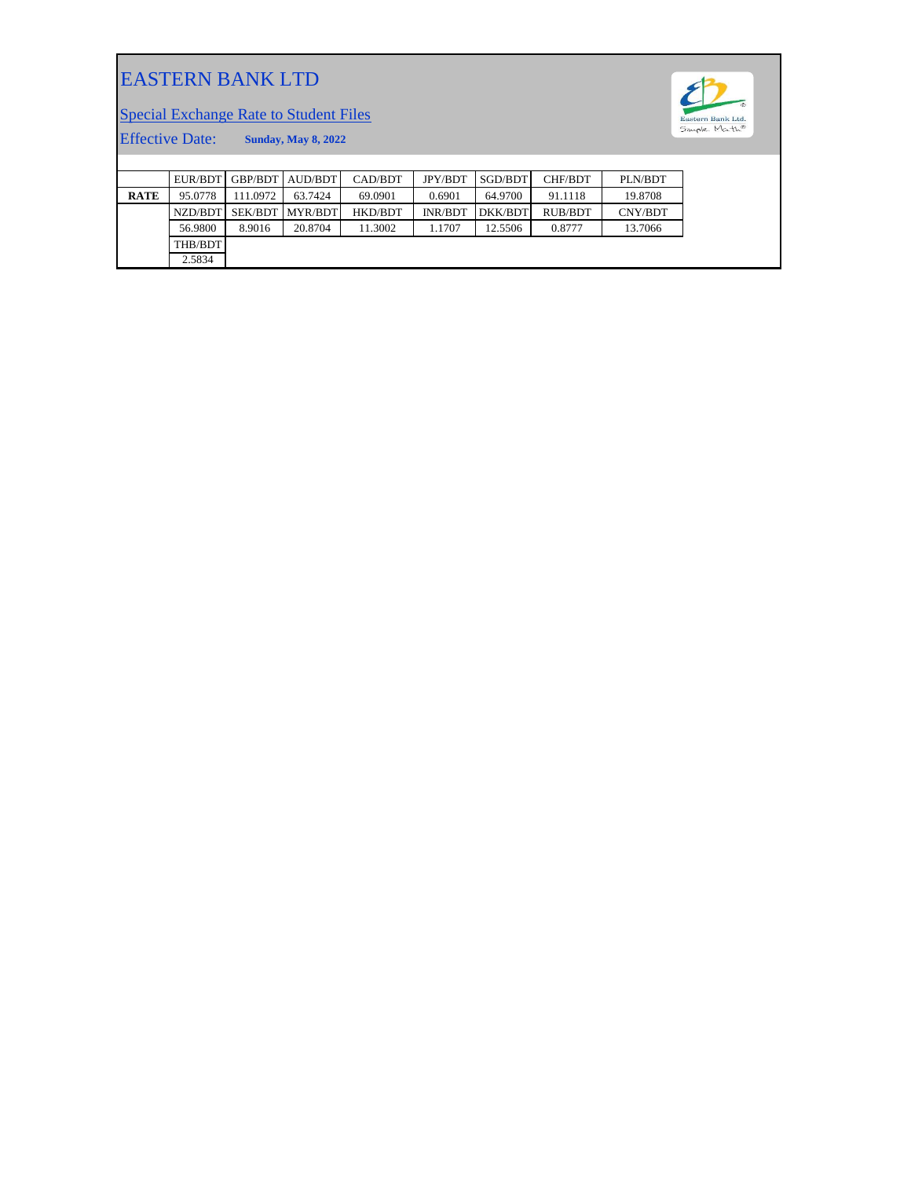# EASTERN BANK LTD

Special Exchange Rate to Student Files

Effective Date: **Sunday, May 8, 2022**

| | | | | | | | | |
|---|---|---|---|---|---|---|---|---|
| | EUR/BDT | GBP/BDT | AUD/BDT | CAD/BDT | JPY/BDT | SGD/BDT | CHF/BDT | PLN/BDT |
| **RATE** | 95.0778 | 111.0972 | 63.7424 | 69.0901 | 0.6901 | 64.9700 | 91.1118 | 19.8708 |
| | NZD/BDT | SEK/BDT | MYR/BDT | HKD/BDT | INR/BDT | DKK/BDT | RUB/BDT | CNY/BDT |
| | 56.9800 | 8.9016 | 20.8704 | 11.3002 | 1.1707 | 12.5506 | 0.8777 | 13.7066 |
| | THB/BDT | | | | | | | |
| | 2.5834 | | | | | | | |